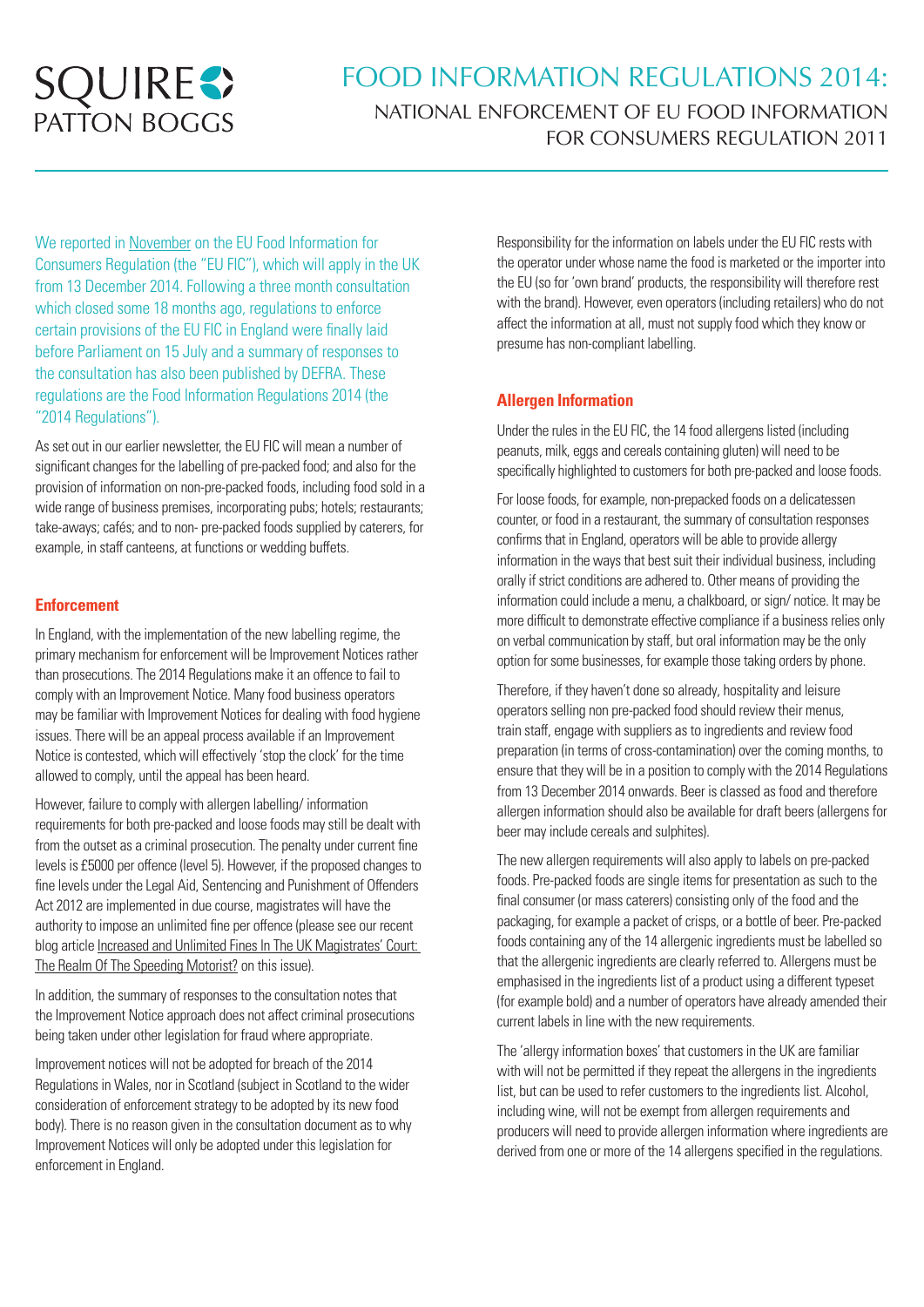SQUIRE PATTON BOGGS

# FOOD INFORMATION REGULATIONS 2014:

## NATIONAL ENFORCEMENT OF EU FOOD INFORMATION FOR CONSUMERS REGULATION 2011

We reported in November on the EU Food Information for Consumers Regulation (the "EU FIC"), which will apply in the UK from 13 December 2014. Following a three month consultation which closed some 18 months ago, regulations to enforce certain provisions of the EU FIC in England were finally laid before Parliament on 15 July and a summary of responses to the consultation has also been published by DEFRA. These regulations are the Food Information Regulations 2014 (the "2014 Regulations").

As set out in our earlier newsletter, the EU FIC will mean a number of significant changes for the labelling of pre-packed food; and also for the provision of information on non-pre-packed foods, including food sold in a wide range of business premises, incorporating pubs; hotels; restaurants; take-aways; cafés; and to non- pre-packed foods supplied by caterers, for example, in staff canteens, at functions or wedding buffets.

### Enforcement

In England, with the implementation of the new labelling regime, the primary mechanism for enforcement will be Improvement Notices rather than prosecutions. The 2014 Regulations make it an offence to fail to comply with an Improvement Notice. Many food business operators may be familiar with Improvement Notices for dealing with food hygiene issues. There will be an appeal process available if an Improvement Notice is contested, which will effectively 'stop the clock' for the time allowed to comply, until the appeal has been heard.

However, failure to comply with allergen labelling/ information requirements for both pre-packed and loose foods may still be dealt with from the outset as a criminal prosecution. The penalty under current fine levels is £5000 per offence (level 5). However, if the proposed changes to fine levels under the Legal Aid, Sentencing and Punishment of Offenders Act 2012 are implemented in due course, magistrates will have the authority to impose an unlimited fine per offence (please see our recent blog article Increased and Unlimited Fines In The UK Magistrates' Court: The Realm Of The Speeding Motorist? on this issue).

In addition, the summary of responses to the consultation notes that the Improvement Notice approach does not affect criminal prosecutions being taken under other legislation for fraud where appropriate.

Improvement notices will not be adopted for breach of the 2014 Regulations in Wales, nor in Scotland (subject in Scotland to the wider consideration of enforcement strategy to be adopted by its new food body). There is no reason given in the consultation document as to why Improvement Notices will only be adopted under this legislation for enforcement in England.

Responsibility for the information on labels under the EU FIC rests with the operator under whose name the food is marketed or the importer into the EU (so for 'own brand' products, the responsibility will therefore rest with the brand). However, even operators (including retailers) who do not affect the information at all, must not supply food which they know or presume has non-compliant labelling.

### Allergen Information

Under the rules in the EU FIC, the 14 food allergens listed (including peanuts, milk, eggs and cereals containing gluten) will need to be specifically highlighted to customers for both pre-packed and loose foods.

For loose foods, for example, non-prepacked foods on a delicatessen counter, or food in a restaurant, the summary of consultation responses confirms that in England, operators will be able to provide allergy information in the ways that best suit their individual business, including orally if strict conditions are adhered to. Other means of providing the information could include a menu, a chalkboard, or sign/ notice. It may be more difficult to demonstrate effective compliance if a business relies only on verbal communication by staff, but oral information may be the only option for some businesses, for example those taking orders by phone.

Therefore, if they haven't done so already, hospitality and leisure operators selling non pre-packed food should review their menus, train staff, engage with suppliers as to ingredients and review food preparation (in terms of cross-contamination) over the coming months, to ensure that they will be in a position to comply with the 2014 Regulations from 13 December 2014 onwards. Beer is classed as food and therefore allergen information should also be available for draft beers (allergens for beer may include cereals and sulphites).

The new allergen requirements will also apply to labels on pre-packed foods. Pre-packed foods are single items for presentation as such to the final consumer (or mass caterers) consisting only of the food and the packaging, for example a packet of crisps, or a bottle of beer. Pre-packed foods containing any of the 14 allergenic ingredients must be labelled so that the allergenic ingredients are clearly referred to. Allergens must be emphasised in the ingredients list of a product using a different typeset (for example bold) and a number of operators have already amended their current labels in line with the new requirements.

The 'allergy information boxes' that customers in the UK are familiar with will not be permitted if they repeat the allergens in the ingredients list, but can be used to refer customers to the ingredients list. Alcohol, including wine, will not be exempt from allergen requirements and producers will need to provide allergen information where ingredients are derived from one or more of the 14 allergens specified in the regulations.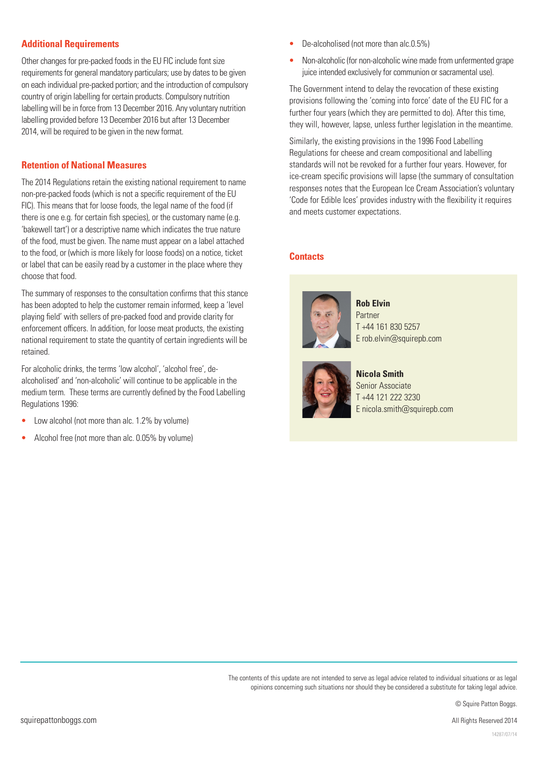## Additional Requirements

Other changes for pre-packed foods in the EU FIC include font size requirements for general mandatory particulars; use by dates to be given on each individual pre-packed portion; and the introduction of compulsory country of origin labelling for certain products. Compulsory nutrition labelling will be in force from 13 December 2016. Any voluntary nutrition labelling provided before 13 December 2016 but after 13 December 2014, will be required to be given in the new format.

## Retention of National Measures

The 2014 Regulations retain the existing national requirement to name non-pre-packed foods (which is not a specific requirement of the EU FIC). This means that for loose foods, the legal name of the food (if there is one e.g. for certain fish species), or the customary name (e.g. 'bakewell tart') or a descriptive name which indicates the true nature of the food, must be given. The name must appear on a label attached to the food, or (which is more likely for loose foods) on a notice, ticket or label that can be easily read by a customer in the place where they choose that food.

The summary of responses to the consultation confirms that this stance has been adopted to help the customer remain informed, keep a 'level playing field' with sellers of pre-packed food and provide clarity for enforcement officers. In addition, for loose meat products, the existing national requirement to state the quantity of certain ingredients will be retained.

For alcoholic drinks, the terms 'low alcohol', 'alcohol free', de-alcoholised' and 'non-alcoholic' will continue to be applicable in the medium term. These terms are currently defined by the Food Labelling Regulations 1996:

- Low alcohol (not more than alc. 1.2% by volume)
- Alcohol free (not more than alc. 0.05% by volume)
- De-alcoholised (not more than alc.0.5%)
- Non-alcoholic (for non-alcoholic wine made from unfermented grape juice intended exclusively for communion or sacramental use).

The Government intend to delay the revocation of these existing provisions following the 'coming into force' date of the EU FIC for a further four years (which they are permitted to do). After this time, they will, however, lapse, unless further legislation in the meantime.

Similarly, the existing provisions in the 1996 Food Labelling Regulations for cheese and cream compositional and labelling standards will not be revoked for a further four years. However, for ice-cream specific provisions will lapse (the summary of consultation responses notes that the European Ice Cream Association's voluntary 'Code for Edible Ices' provides industry with the flexibility it requires and meets customer expectations.

## Contacts

**Rob Elvin**
Partner
T +44 161 830 5257
E rob.elvin@squirepb.com

**Nicola Smith**
Senior Associate
T +44 121 222 3230
E nicola.smith@squirepb.com

The contents of this update are not intended to serve as legal advice related to individual situations or as legal opinions concerning such situations nor should they be considered a substitute for taking legal advice.

© Squire Patton Boggs.

All Rights Reserved 2014

squirepattonboggs.com

14287/07/14